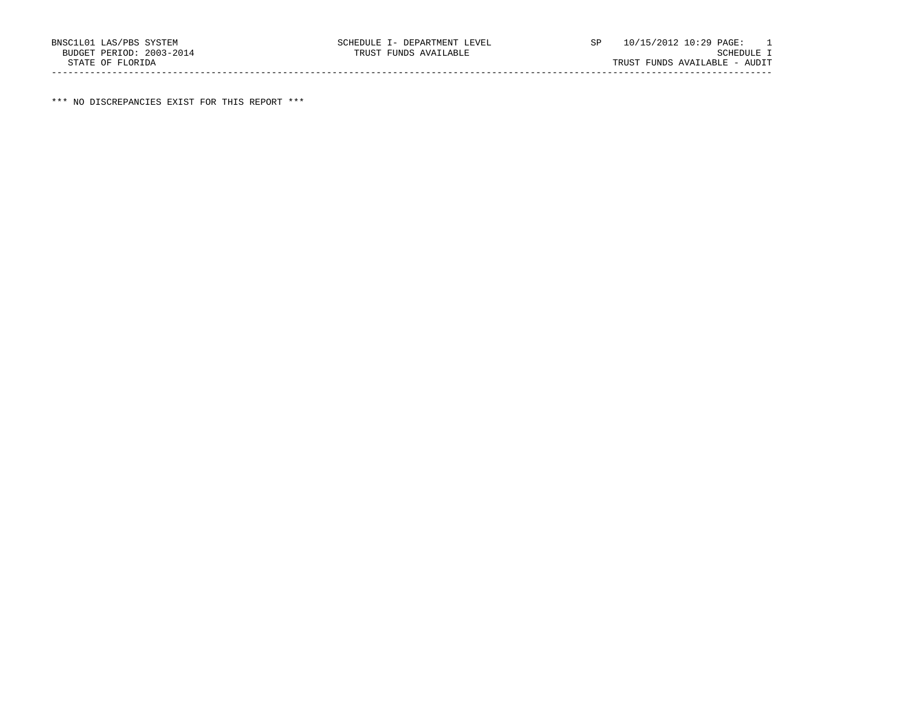BNSC1L01 LAS/PBS SYSTEM SCHEDULE I- DEPARTMENT LEVEL SP 10/15/2012 10:29 PAGE: 1
BUDGET PERIOD: 2003-2014 TRUST FUNDS AVAILABLE SCHEDULE I
STATE OF FLORIDA TRUST FUNDS AVAILABLE - AUDIT

*** NO DISCREPANCIES EXIST FOR THIS REPORT ***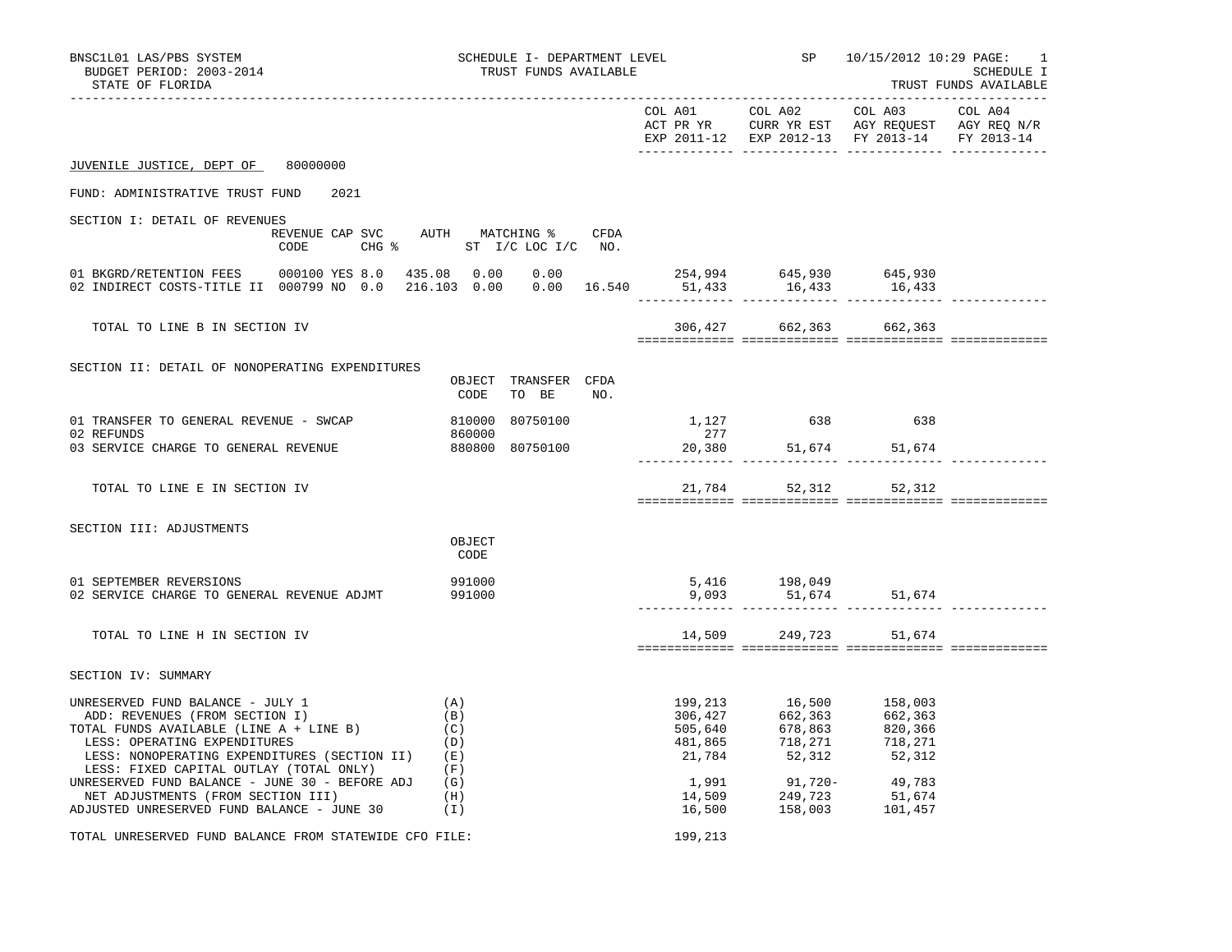BNSC1L01 LAS/PBS SYSTEM
BUDGET PERIOD: 2003-2014
STATE OF FLORIDA

SCHEDULE I- DEPARTMENT LEVEL
TRUST FUNDS AVAILABLE

SP 10/15/2012 10:29

SCHEDULE I
TRUST FUNDS AVAILABLE

| | COL A01 ACT PR YR EXP 2011-12 | COL A02 CURR YR EST EXP 2012-13 | COL A03 AGY REQUEST FY 2013-14 | COL A04 AGY REQ N/R FY 2013-14 |
|---|---|---|---|---|

## JUVENILE JUSTICE, DEPT OF 80000000

FUND: ADMINISTRATIVE TRUST FUND 2021

### SECTION I: DETAIL OF REVENUES

| | REVENUE CODE | CAP SVC CHG % | AUTH ST | MATCHING % I/C | LOC I/C | CFDA NO. | COL A01 | COL A02 | COL A03 | COL A04 |
|---|---|---|---|---|---|---|---|---|---|---|
| 01 BKGRD/RETENTION FEES | 000100 | YES 8.0 | 435.08 | 0.00 | 0.00 | | 254,994 | 645,930 | 645,930 | |
| 02 INDIRECT COSTS-TITLE II | 000799 | NO 0.0 | 216.103 | 0.00 | 0.00 | 16.540 | 51,433 | 16,433 | 16,433 | |
| TOTAL TO LINE B IN SECTION IV | | | | | | | 306,427 | 662,363 | 662,363 | |

### SECTION II: DETAIL OF NONOPERATING EXPENDITURES

| | OBJECT CODE | TRANSFER TO BE | CFDA NO. | COL A01 | COL A02 | COL A03 | COL A04 |
|---|---|---|---|---|---|---|---|
| 01 TRANSFER TO GENERAL REVENUE - SWCAP | 810000 | 80750100 | | 1,127 | 638 | 638 | |
| 02 REFUNDS | 860000 | | | 277 | | | |
| 03 SERVICE CHARGE TO GENERAL REVENUE | 880800 | 80750100 | | 20,380 | 51,674 | 51,674 | |
| TOTAL TO LINE E IN SECTION IV | | | | 21,784 | 52,312 | 52,312 | |

### SECTION III: ADJUSTMENTS

| | OBJECT CODE | COL A01 | COL A02 | COL A03 | COL A04 |
|---|---|---|---|---|---|
| 01 SEPTEMBER REVERSIONS | 991000 | 5,416 | 198,049 | | |
| 02 SERVICE CHARGE TO GENERAL REVENUE ADJMT | 991000 | 9,093 | 51,674 | 51,674 | |
| TOTAL TO LINE H IN SECTION IV | | 14,509 | 249,723 | 51,674 | |

### SECTION IV: SUMMARY

| | | COL A01 | COL A02 | COL A03 | COL A04 |
|---|---|---|---|---|---|
| UNRESERVED FUND BALANCE - JULY 1 | (A) | 199,213 | 16,500 | 158,003 | |
| ADD: REVENUES (FROM SECTION I) | (B) | 306,427 | 662,363 | 662,363 | |
| TOTAL FUNDS AVAILABLE (LINE A + LINE B) | (C) | 505,640 | 678,863 | 820,366 | |
| LESS: OPERATING EXPENDITURES | (D) | 481,865 | 718,271 | 718,271 | |
| LESS: NONOPERATING EXPENDITURES (SECTION II) | (E) | 21,784 | 52,312 | 52,312 | |
| LESS: FIXED CAPITAL OUTLAY (TOTAL ONLY) | (F) | | | | |
| UNRESERVED FUND BALANCE - JUNE 30 - BEFORE ADJ | (G) | 1,991 | 91,720- | 49,783 | |
| NET ADJUSTMENTS (FROM SECTION III) | (H) | 14,509 | 249,723 | 51,674 | |
| ADJUSTED UNRESERVED FUND BALANCE - JUNE 30 | (I) | 16,500 | 158,003 | 101,457 | |

TOTAL UNRESERVED FUND BALANCE FROM STATEWIDE CFO FILE: 199,213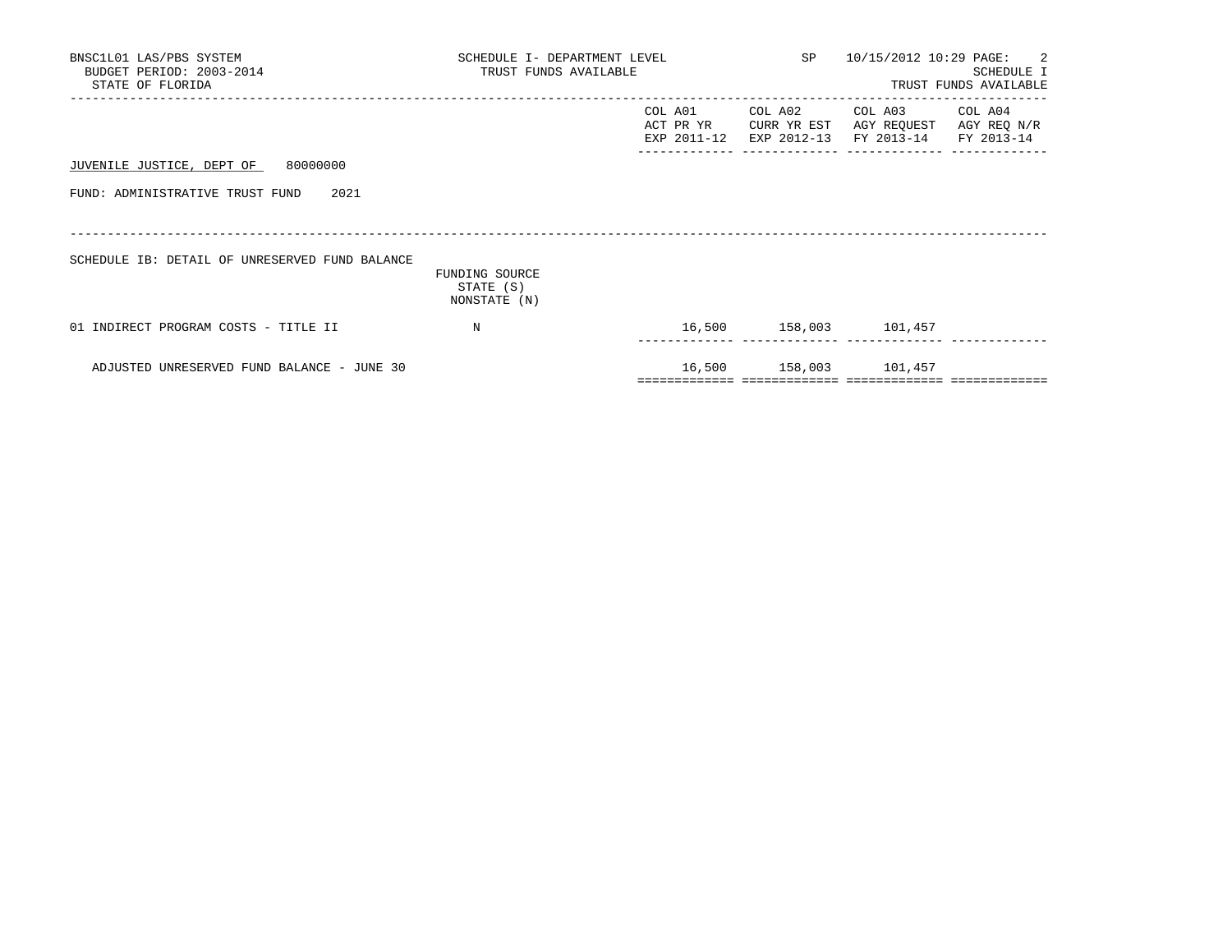BNSC1L01 LAS/PBS SYSTEM
BUDGET PERIOD: 2003-2014
STATE OF FLORIDA

SCHEDULE I- DEPARTMENT LEVEL
TRUST FUNDS AVAILABLE

SP 10/15/2012 10:29

SCHEDULE I
TRUST FUNDS AVAILABLE

JUVENILE JUSTICE, DEPT OF 80000000

FUND: ADMINISTRATIVE TRUST FUND 2021

SCHEDULE IB: DETAIL OF UNRESERVED FUND BALANCE

| | FUNDING SOURCE STATE (S) NONSTATE (N) | COL A01 ACT PR YR EXP 2011-12 | COL A02 CURR YR EST EXP 2012-13 | COL A03 AGY REQUEST FY 2013-14 | COL A04 AGY REQ N/R FY 2013-14 |
|---|---|---|---|---|---|
| 01 INDIRECT PROGRAM COSTS - TITLE II | N | 16,500 | 158,003 | 101,457 | |
| ADJUSTED UNRESERVED FUND BALANCE - JUNE 30 | | 16,500 | 158,003 | 101,457 | |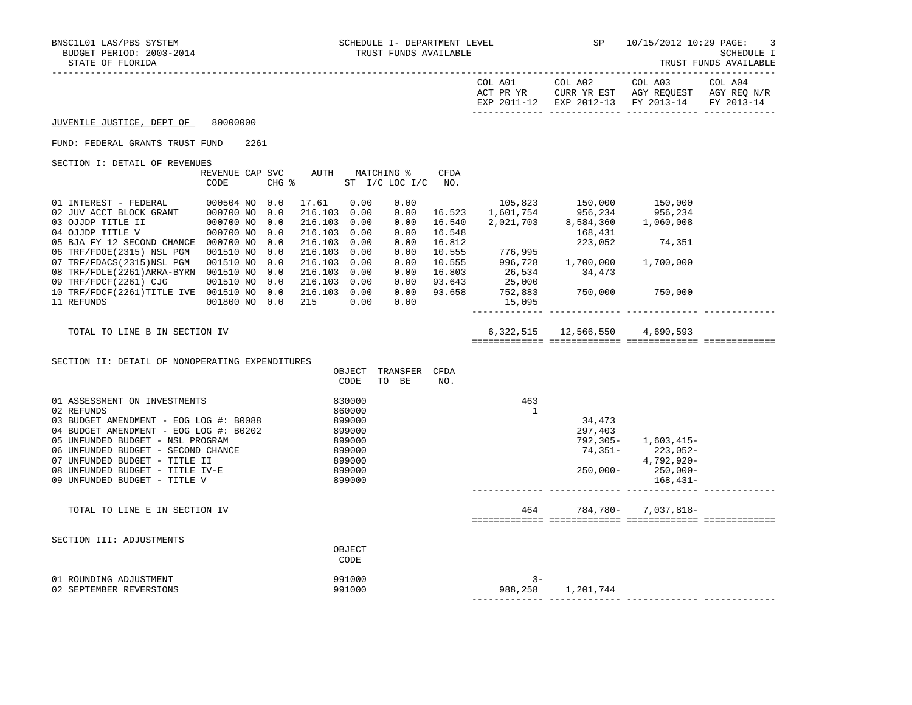BNSC1L01 LAS/PBS SYSTEM — SCHEDULE I- DEPARTMENT LEVEL — TRUST FUNDS AVAILABLE — SP 10/15/2012 10:29

BUDGET PERIOD: 2003-2014 — SCHEDULE I

STATE OF FLORIDA — TRUST FUNDS AVAILABLE

## JUVENILE JUSTICE, DEPT OF 80000000

FUND: FEDERAL GRANTS TRUST FUND 2261

### SECTION I: DETAIL OF REVENUES

| | REVENUE CODE | CAP | SVC CHG % | AUTH ST | MATCHING % I/C | LOC I/C | CFDA NO. | COL A01 ACT PR YR EXP 2011-12 | COL A02 CURR YR EST EXP 2012-13 | COL A03 AGY REQUEST FY 2013-14 | COL A04 AGY REQ N/R FY 2013-14 |
|---|---|---|---|---|---|---|---|---|---|---|---|
| 01 INTEREST - FEDERAL | 000504 | NO | 0.0 | 17.61 | 0.00 | 0.00 | | 105,823 | 150,000 | 150,000 | |
| 02 JUV ACCT BLOCK GRANT | 000700 | NO | 0.0 | 216.103 | 0.00 | 0.00 | 16.523 | 1,601,754 | 956,234 | 956,234 | |
| 03 OJJDP TITLE II | 000700 | NO | 0.0 | 216.103 | 0.00 | 0.00 | 16.540 | 2,021,703 | 8,584,360 | 1,060,008 | |
| 04 OJJDP TITLE V | 000700 | NO | 0.0 | 216.103 | 0.00 | 0.00 | 16.548 | | 168,431 | | |
| 05 BJA FY 12 SECOND CHANCE | 000700 | NO | 0.0 | 216.103 | 0.00 | 0.00 | 16.812 | | 223,052 | 74,351 | |
| 06 TRF/FDOE(2315) NSL PGM | 001510 | NO | 0.0 | 216.103 | 0.00 | 0.00 | 10.555 | 776,995 | | | |
| 07 TRF/FDACS(2315)NSL PGM | 001510 | NO | 0.0 | 216.103 | 0.00 | 0.00 | 10.555 | 996,728 | 1,700,000 | 1,700,000 | |
| 08 TRF/FDLE(2261)ARRA-BYRN | 001510 | NO | 0.0 | 216.103 | 0.00 | 0.00 | 16.803 | 26,534 | 34,473 | | |
| 09 TRF/FDCF(2261) CJG | 001510 | NO | 0.0 | 216.103 | 0.00 | 0.00 | 93.643 | 25,000 | | | |
| 10 TRF/FDCF(2261)TITLE IVE | 001510 | NO | 0.0 | 216.103 | 0.00 | 0.00 | 93.658 | 752,883 | 750,000 | 750,000 | |
| 11 REFUNDS | 001800 | NO | 0.0 | 215 | 0.00 | 0.00 | | 15,095 | | | |
| TOTAL TO LINE B IN SECTION IV | | | | | | | | 6,322,515 | 12,566,550 | 4,690,593 | |

### SECTION II: DETAIL OF NONOPERATING EXPENDITURES

| | OBJECT CODE | TRANSFER TO BE | CFDA NO. | COL A01 ACT PR YR EXP 2011-12 | COL A02 CURR YR EST EXP 2012-13 | COL A03 AGY REQUEST FY 2013-14 | COL A04 AGY REQ N/R FY 2013-14 |
|---|---|---|---|---|---|---|---|
| 01 ASSESSMENT ON INVESTMENTS | 830000 | | | 463 | | | |
| 02 REFUNDS | 860000 | | | 1 | | | |
| 03 BUDGET AMENDMENT - EOG LOG #: B0088 | 899000 | | | | 34,473 | | |
| 04 BUDGET AMENDMENT - EOG LOG #: B0202 | 899000 | | | | 297,403 | | |
| 05 UNFUNDED BUDGET - NSL PROGRAM | 899000 | | | | 792,305- | 1,603,415- | |
| 06 UNFUNDED BUDGET - SECOND CHANCE | 899000 | | | | 74,351- | 223,052- | |
| 07 UNFUNDED BUDGET - TITLE II | 899000 | | | | | 4,792,920- | |
| 08 UNFUNDED BUDGET - TITLE IV-E | 899000 | | | | 250,000- | 250,000- | |
| 09 UNFUNDED BUDGET - TITLE V | 899000 | | | | | 168,431- | |
| TOTAL TO LINE E IN SECTION IV | | | | 464 | 784,780- | 7,037,818- | |

### SECTION III: ADJUSTMENTS

| | OBJECT CODE | COL A01 ACT PR YR EXP 2011-12 | COL A02 CURR YR EST EXP 2012-13 | COL A03 AGY REQUEST FY 2013-14 | COL A04 AGY REQ N/R FY 2013-14 |
|---|---|---|---|---|---|
| 01 ROUNDING ADJUSTMENT | 991000 | 3- | | | |
| 02 SEPTEMBER REVERSIONS | 991000 | 988,258 | 1,201,744 | | |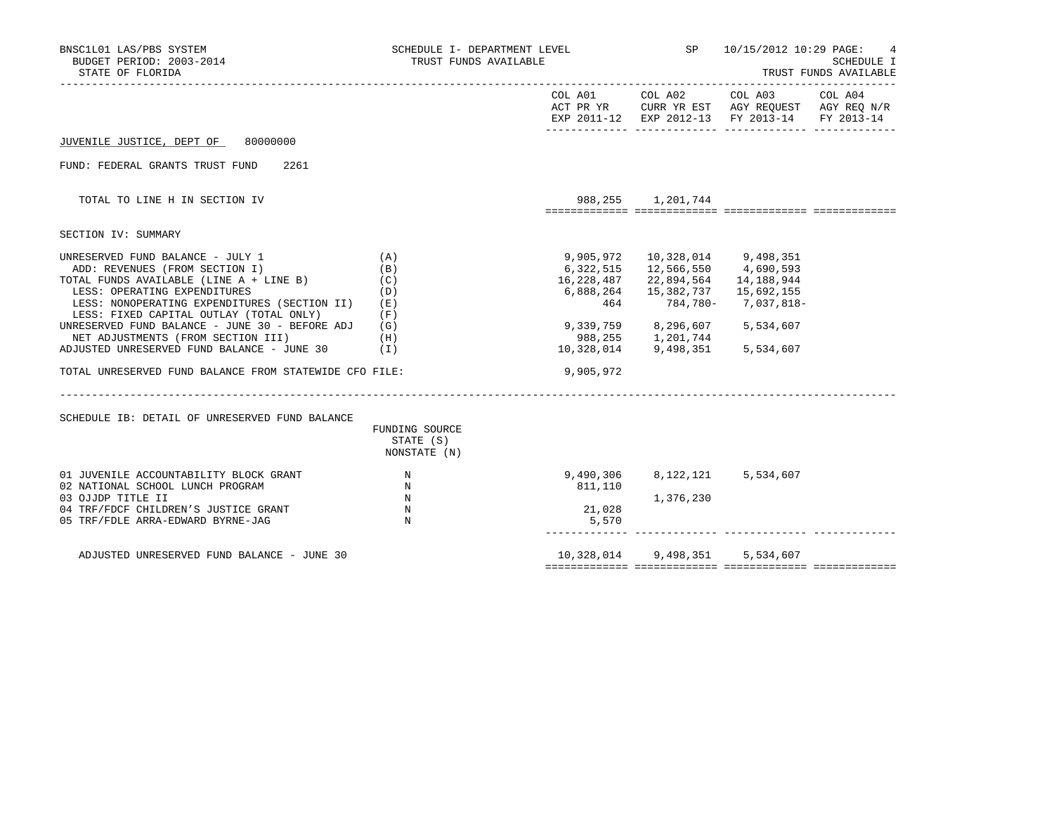BNSC1L01 LAS/PBS SYSTEM
BUDGET PERIOD: 2003-2014
STATE OF FLORIDA

SCHEDULE I- DEPARTMENT LEVEL
TRUST FUNDS AVAILABLE

SP 10/15/2012 10:29 PAGE: 4
SCHEDULE I
TRUST FUNDS AVAILABLE

| | | COL A01 ACT PR YR EXP 2011-12 | COL A02 CURR YR EST EXP 2012-13 | COL A03 AGY REQUEST FY 2013-14 | COL A04 AGY REQ N/R FY 2013-14 |
|---|---|---|---|---|---|

JUVENILE JUSTICE, DEPT OF 80000000

FUND: FEDERAL GRANTS TRUST FUND 2261

| | | COL A01 | COL A02 | COL A03 | COL A04 |
|---|---|---|---|---|---|
| TOTAL TO LINE H IN SECTION IV | | 988,255 | 1,201,744 | | |

SECTION IV: SUMMARY

| | | COL A01 | COL A02 | COL A03 | COL A04 |
|---|---|---|---|---|---|
| UNRESERVED FUND BALANCE - JULY 1 | (A) | 9,905,972 | 10,328,014 | 9,498,351 | |
| ADD: REVENUES (FROM SECTION I) | (B) | 6,322,515 | 12,566,550 | 4,690,593 | |
| TOTAL FUNDS AVAILABLE (LINE A + LINE B) | (C) | 16,228,487 | 22,894,564 | 14,188,944 | |
| LESS: OPERATING EXPENDITURES | (D) | 6,888,264 | 15,382,737 | 15,692,155 | |
| LESS: NONOPERATING EXPENDITURES (SECTION II) | (E) | 464 | 784,780- | 7,037,818- | |
| LESS: FIXED CAPITAL OUTLAY (TOTAL ONLY) | (F) | | | | |
| UNRESERVED FUND BALANCE - JUNE 30 - BEFORE ADJ | (G) | 9,339,759 | 8,296,607 | 5,534,607 | |
| NET ADJUSTMENTS (FROM SECTION III) | (H) | 988,255 | 1,201,744 | | |
| ADJUSTED UNRESERVED FUND BALANCE - JUNE 30 | (I) | 10,328,014 | 9,498,351 | 5,534,607 | |
| TOTAL UNRESERVED FUND BALANCE FROM STATEWIDE CFO FILE: | | 9,905,972 | | | |

SCHEDULE IB: DETAIL OF UNRESERVED FUND BALANCE

| | FUNDING SOURCE STATE (S) NONSTATE (N) | COL A01 | COL A02 | COL A03 | COL A04 |
|---|---|---|---|---|---|
| 01 JUVENILE ACCOUNTABILITY BLOCK GRANT | N | 9,490,306 | 8,122,121 | 5,534,607 | |
| 02 NATIONAL SCHOOL LUNCH PROGRAM | N | 811,110 | | | |
| 03 OJJDP TITLE II | N | | 1,376,230 | | |
| 04 TRF/FDCF CHILDREN'S JUSTICE GRANT | N | 21,028 | | | |
| 05 TRF/FDLE ARRA-EDWARD BYRNE-JAG | N | 5,570 | | | |
| ADJUSTED UNRESERVED FUND BALANCE - JUNE 30 | | 10,328,014 | 9,498,351 | 5,534,607 | |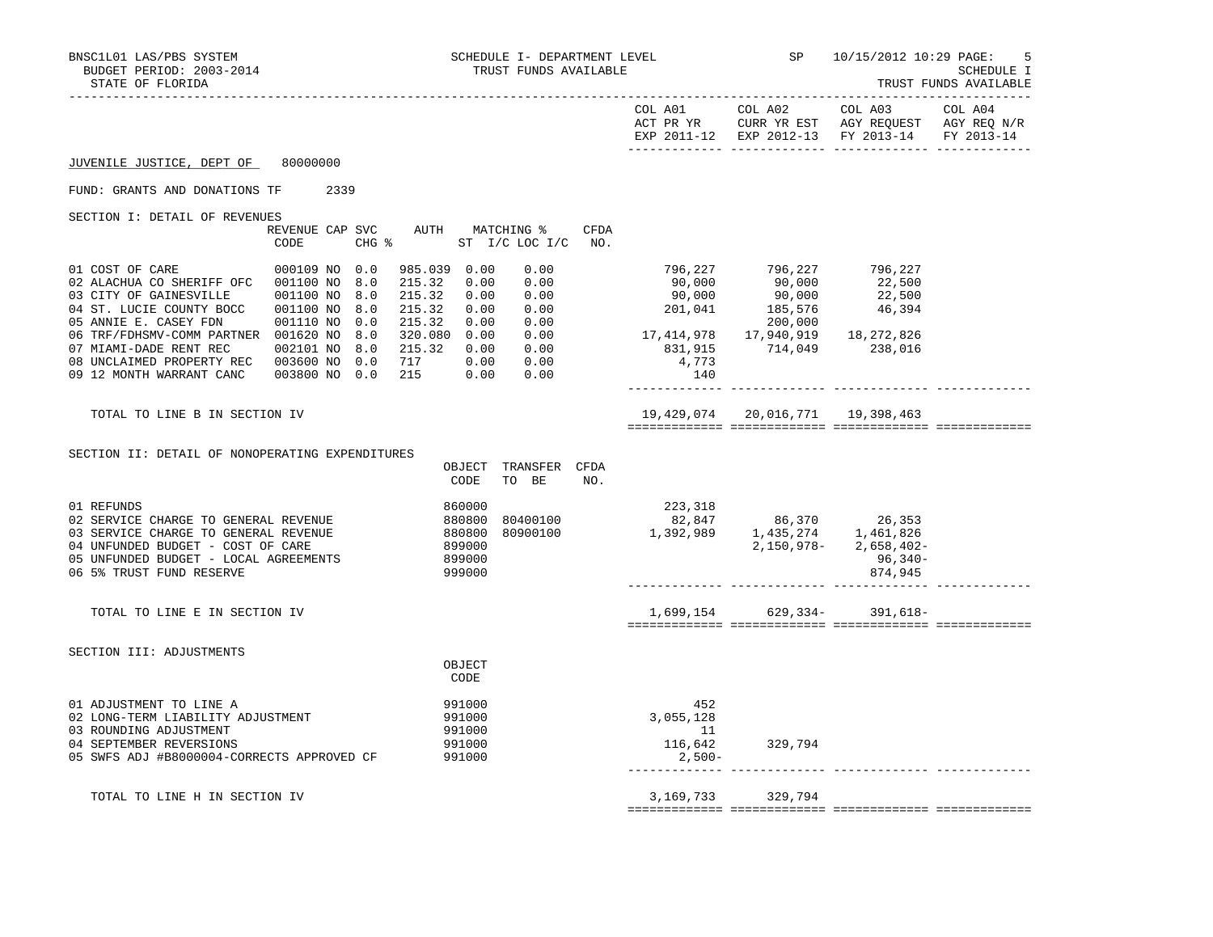BNSC1L01 LAS/PBS SYSTEM
BUDGET PERIOD: 2003-2014
STATE OF FLORIDA

SCHEDULE I- DEPARTMENT LEVEL
TRUST FUNDS AVAILABLE

SP 10/15/2012 10:29 PAGE: 5
SCHEDULE I
TRUST FUNDS AVAILABLE

JUVENILE JUSTICE, DEPT OF 80000000

FUND: GRANTS AND DONATIONS TF 2339

SECTION I: DETAIL OF REVENUES

| | REVENUE CODE | CAP | SVC CHG % | AUTH ST | MATCHING % I/C | LOC I/C | CFDA NO. | COL A01 ACT PR YR EXP 2011-12 | COL A02 CURR YR EST EXP 2012-13 | COL A03 AGY REQUEST FY 2013-14 | COL A04 AGY REQ N/R FY 2013-14 |
|---|---|---|---|---|---|---|---|---|---|---|---|
| 01 COST OF CARE | 000109 | NO | 0.0 | 985.039 | 0.00 | 0.00 | | 796,227 | 796,227 | 796,227 | |
| 02 ALACHUA CO SHERIFF OFC | 001100 | NO | 8.0 | 215.32 | 0.00 | 0.00 | | 90,000 | 90,000 | 22,500 | |
| 03 CITY OF GAINESVILLE | 001100 | NO | 8.0 | 215.32 | 0.00 | 0.00 | | 90,000 | 90,000 | 22,500 | |
| 04 ST. LUCIE COUNTY BOCC | 001100 | NO | 8.0 | 215.32 | 0.00 | 0.00 | | 201,041 | 185,576 | 46,394 | |
| 05 ANNIE E. CASEY FDN | 001110 | NO | 0.0 | 215.32 | 0.00 | 0.00 | | | 200,000 | | |
| 06 TRF/FDHSMV-COMM PARTNER | 001620 | NO | 8.0 | 320.080 | 0.00 | 0.00 | | 17,414,978 | 17,940,919 | 18,272,826 | |
| 07 MIAMI-DADE RENT REC | 002101 | NO | 8.0 | 215.32 | 0.00 | 0.00 | | 831,915 | 714,049 | 238,016 | |
| 08 UNCLAIMED PROPERTY REC | 003600 | NO | 0.0 | 717 | 0.00 | 0.00 | | 4,773 | | | |
| 09 12 MONTH WARRANT CANC | 003800 | NO | 0.0 | 215 | 0.00 | 0.00 | | 140 | | | |
| TOTAL TO LINE B IN SECTION IV | | | | | | | | 19,429,074 | 20,016,771 | 19,398,463 | |

SECTION II: DETAIL OF NONOPERATING EXPENDITURES

| | OBJECT CODE | TRANSFER TO BE | CFDA NO. | COL A01 | COL A02 | COL A03 | COL A04 |
|---|---|---|---|---|---|---|---|
| 01 REFUNDS | 860000 | | | 223,318 | | | |
| 02 SERVICE CHARGE TO GENERAL REVENUE | 880800 | 80400100 | | 82,847 | 86,370 | 26,353 | |
| 03 SERVICE CHARGE TO GENERAL REVENUE | 880800 | 80900100 | | 1,392,989 | 1,435,274 | 1,461,826 | |
| 04 UNFUNDED BUDGET - COST OF CARE | 899000 | | | | 2,150,978- | 2,658,402- | |
| 05 UNFUNDED BUDGET - LOCAL AGREEMENTS | 899000 | | | | | 96,340- | |
| 06 5% TRUST FUND RESERVE | 999000 | | | | | 874,945 | |
| TOTAL TO LINE E IN SECTION IV | | | | 1,699,154 | 629,334- | 391,618- | |

SECTION III: ADJUSTMENTS

| | OBJECT CODE | COL A01 | COL A02 | COL A03 | COL A04 |
|---|---|---|---|---|---|
| 01 ADJUSTMENT TO LINE A | 991000 | 452 | | | |
| 02 LONG-TERM LIABILITY ADJUSTMENT | 991000 | 3,055,128 | | | |
| 03 ROUNDING ADJUSTMENT | 991000 | 11 | | | |
| 04 SEPTEMBER REVERSIONS | 991000 | 116,642 | 329,794 | | |
| 05 SWFS ADJ #B8000004-CORRECTS APPROVED CF | 991000 | 2,500- | | | |
| TOTAL TO LINE H IN SECTION IV | | 3,169,733 | 329,794 | | |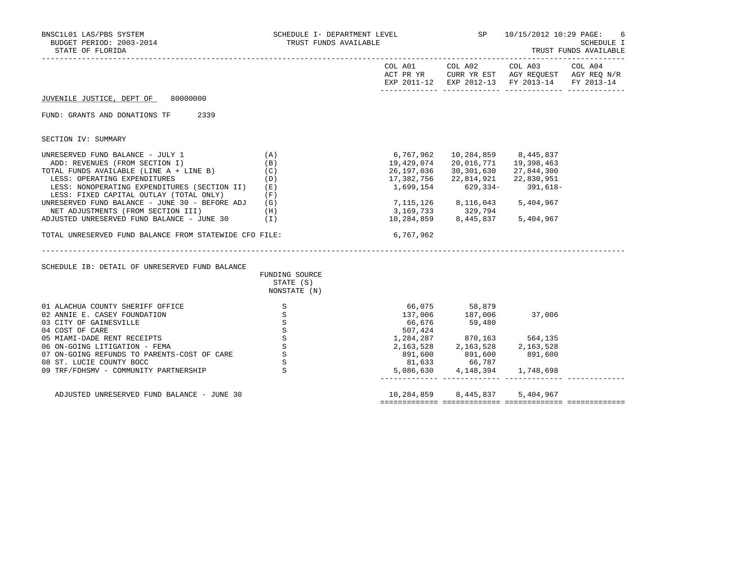BNSC1L01 LAS/PBS SYSTEM
BUDGET PERIOD: 2003-2014
STATE OF FLORIDA

SCHEDULE I- DEPARTMENT LEVEL
TRUST FUNDS AVAILABLE

SP 10/15/2012 10:29

SCHEDULE I
TRUST FUNDS AVAILABLE

## JUVENILE JUSTICE, DEPT OF 80000000

FUND: GRANTS AND DONATIONS TF 2339

### SECTION IV: SUMMARY

| | | COL A01 ACT PR YR EXP 2011-12 | COL A02 CURR YR EST EXP 2012-13 | COL A03 AGY REQUEST FY 2013-14 | COL A04 AGY REQ N/R FY 2013-14 |
|---|---|---|---|---|---|
| UNRESERVED FUND BALANCE - JULY 1 | (A) | 6,767,962 | 10,284,859 | 8,445,837 | |
| ADD: REVENUES (FROM SECTION I) | (B) | 19,429,074 | 20,016,771 | 19,398,463 | |
| TOTAL FUNDS AVAILABLE (LINE A + LINE B) | (C) | 26,197,036 | 30,301,630 | 27,844,300 | |
| LESS: OPERATING EXPENDITURES | (D) | 17,382,756 | 22,814,921 | 22,830,951 | |
| LESS: NONOPERATING EXPENDITURES (SECTION II) | (E) | 1,699,154 | 629,334- | 391,618- | |
| LESS: FIXED CAPITAL OUTLAY (TOTAL ONLY) | (F) | | | | |
| UNRESERVED FUND BALANCE - JUNE 30 - BEFORE ADJ | (G) | 7,115,126 | 8,116,043 | 5,404,967 | |
| NET ADJUSTMENTS (FROM SECTION III) | (H) | 3,169,733 | 329,794 | | |
| ADJUSTED UNRESERVED FUND BALANCE - JUNE 30 | (I) | 10,284,859 | 8,445,837 | 5,404,967 | |
| TOTAL UNRESERVED FUND BALANCE FROM STATEWIDE CFO FILE: | | 6,767,962 | | | |

### SCHEDULE IB: DETAIL OF UNRESERVED FUND BALANCE

| | FUNDING SOURCE STATE (S) NONSTATE (N) | COL A01 | COL A02 | COL A03 | COL A04 |
|---|---|---|---|---|---|
| 01 ALACHUA COUNTY SHERIFF OFFICE | S | 66,075 | 58,879 | | |
| 02 ANNIE E. CASEY FOUNDATION | S | 137,006 | 187,006 | 37,006 | |
| 03 CITY OF GAINESVILLE | S | 66,676 | 59,480 | | |
| 04 COST OF CARE | S | 507,424 | | | |
| 05 MIAMI-DADE RENT RECEIPTS | S | 1,284,287 | 870,163 | 564,135 | |
| 06 ON-GOING LITIGATION - FEMA | S | 2,163,528 | 2,163,528 | 2,163,528 | |
| 07 ON-GOING REFUNDS TO PARENTS-COST OF CARE | S | 891,600 | 891,600 | 891,600 | |
| 08 ST. LUCIE COUNTY BOCC | S | 81,633 | 66,787 | | |
| 09 TRF/FDHSMV - COMMUNITY PARTNERSHIP | S | 5,086,630 | 4,148,394 | 1,748,698 | |
| ADJUSTED UNRESERVED FUND BALANCE - JUNE 30 | | 10,284,859 | 8,445,837 | 5,404,967 | |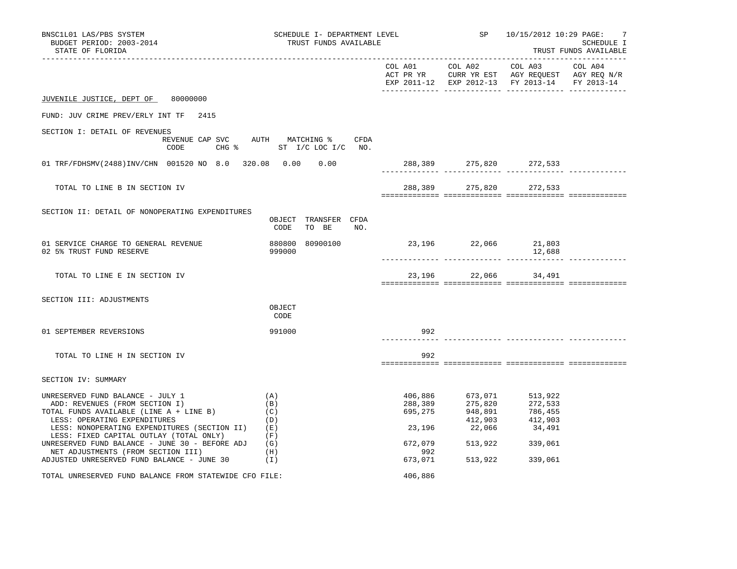BNSC1L01 LAS/PBS SYSTEM
BUDGET PERIOD: 2003-2014
STATE OF FLORIDA

SCHEDULE I- DEPARTMENT LEVEL
TRUST FUNDS AVAILABLE

SP 10/15/2012 10:29

SCHEDULE I
TRUST FUNDS AVAILABLE

## JUVENILE JUSTICE, DEPT OF 80000000

FUND: JUV CRIME PREV/ERLY INT TF 2415

### SECTION I: DETAIL OF REVENUES

| | REVENUE CODE | CAP SVC CHG % | AUTH | MATCHING % ST I/C | LOC I/C | CFDA NO. | COL A01 ACT PR YR EXP 2011-12 | COL A02 CURR YR EST EXP 2012-13 | COL A03 AGY REQUEST FY 2013-14 | COL A04 AGY REQ N/R FY 2013-14 |
|---|---|---|---|---|---|---|---|---|---|---|
| 01 TRF/FDHSMV(2488)INV/CHN | 001520 | NO 8.0 | 320.08 | 0.00 | 0.00 | | 288,389 | 275,820 | 272,533 | |
| TOTAL TO LINE B IN SECTION IV | | | | | | | 288,389 | 275,820 | 272,533 | |

### SECTION II: DETAIL OF NONOPERATING EXPENDITURES

| | OBJECT CODE | TRANSFER TO BE | CFDA NO. | COL A01 | COL A02 | COL A03 | COL A04 |
|---|---|---|---|---|---|---|---|
| 01 SERVICE CHARGE TO GENERAL REVENUE | 880800 | 80900100 | | 23,196 | 22,066 | 21,803 | |
| 02 5% TRUST FUND RESERVE | 999000 | | | | | 12,688 | |
| TOTAL TO LINE E IN SECTION IV | | | | 23,196 | 22,066 | 34,491 | |

### SECTION III: ADJUSTMENTS

| | OBJECT CODE | COL A01 | COL A02 | COL A03 | COL A04 |
|---|---|---|---|---|---|
| 01 SEPTEMBER REVERSIONS | 991000 | 992 | | | |
| TOTAL TO LINE H IN SECTION IV | | 992 | | | |

### SECTION IV: SUMMARY

| | | COL A01 | COL A02 | COL A03 | COL A04 |
|---|---|---|---|---|---|
| UNRESERVED FUND BALANCE - JULY 1 | (A) | 406,886 | 673,071 | 513,922 | |
| ADD: REVENUES (FROM SECTION I) | (B) | 288,389 | 275,820 | 272,533 | |
| TOTAL FUNDS AVAILABLE (LINE A + LINE B) | (C) | 695,275 | 948,891 | 786,455 | |
| LESS: OPERATING EXPENDITURES | (D) | | 412,903 | 412,903 | |
| LESS: NONOPERATING EXPENDITURES (SECTION II) | (E) | 23,196 | 22,066 | 34,491 | |
| LESS: FIXED CAPITAL OUTLAY (TOTAL ONLY) | (F) | | | | |
| UNRESERVED FUND BALANCE - JUNE 30 - BEFORE ADJ | (G) | 672,079 | 513,922 | 339,061 | |
| NET ADJUSTMENTS (FROM SECTION III) | (H) | 992 | | | |
| ADJUSTED UNRESERVED FUND BALANCE - JUNE 30 | (I) | 673,071 | 513,922 | 339,061 | |
| TOTAL UNRESERVED FUND BALANCE FROM STATEWIDE CFO FILE: | | 406,886 | | | |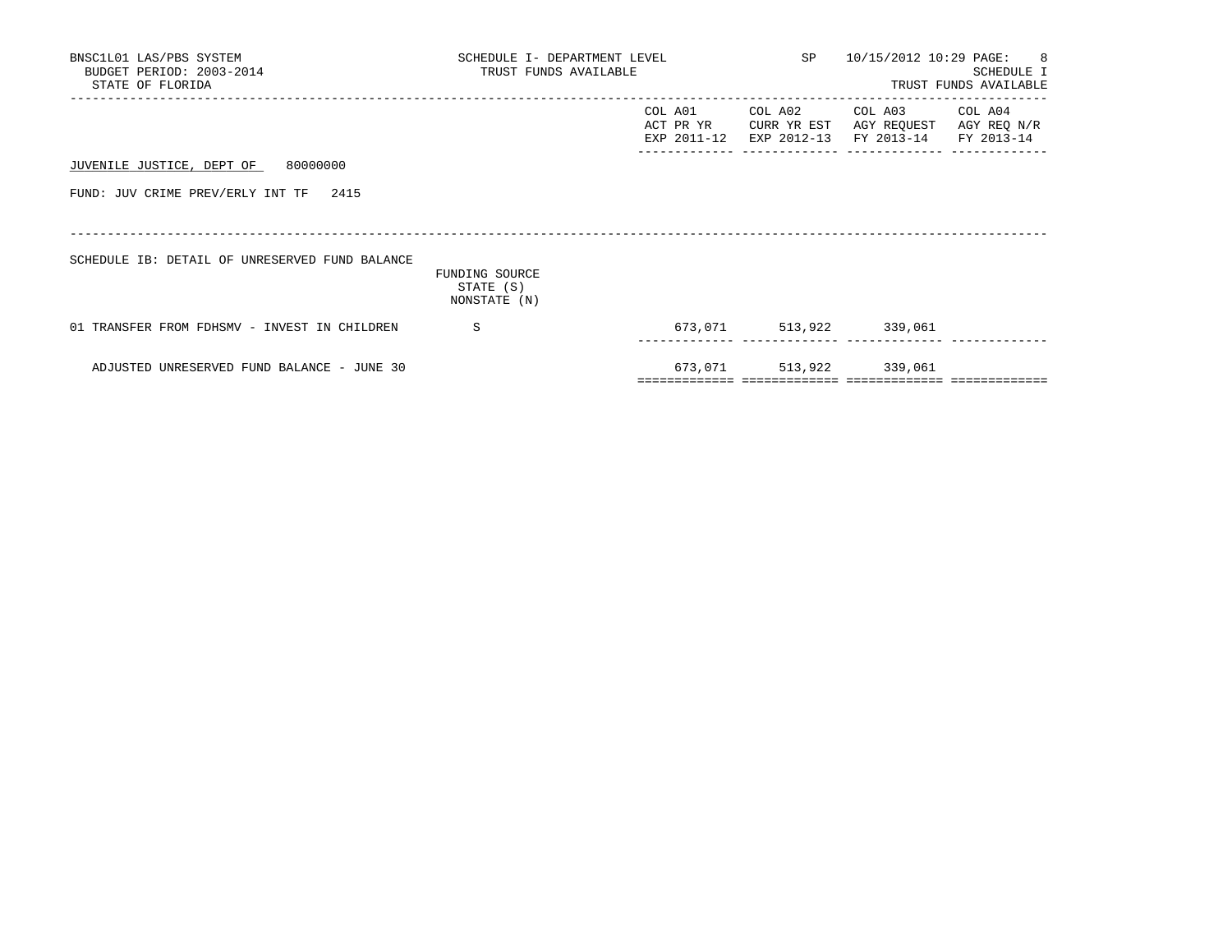BNSC1L01 LAS/PBS SYSTEM
BUDGET PERIOD: 2003-2014
STATE OF FLORIDA

SCHEDULE I- DEPARTMENT LEVEL
TRUST FUNDS AVAILABLE

SP 10/15/2012 10:29 PAGE: 8
SCHEDULE I
TRUST FUNDS AVAILABLE

JUVENILE JUSTICE, DEPT OF 80000000

FUND: JUV CRIME PREV/ERLY INT TF 2415

SCHEDULE IB: DETAIL OF UNRESERVED FUND BALANCE

| | FUNDING SOURCE STATE (S) NONSTATE (N) | COL A01 ACT PR YR EXP 2011-12 | COL A02 CURR YR EST EXP 2012-13 | COL A03 AGY REQUEST FY 2013-14 | COL A04 AGY REQ N/R FY 2013-14 |
|---|---|---|---|---|---|
| 01 TRANSFER FROM FDHSMV - INVEST IN CHILDREN | S | 673,071 | 513,922 | 339,061 | |
| ADJUSTED UNRESERVED FUND BALANCE - JUNE 30 | | 673,071 | 513,922 | 339,061 | |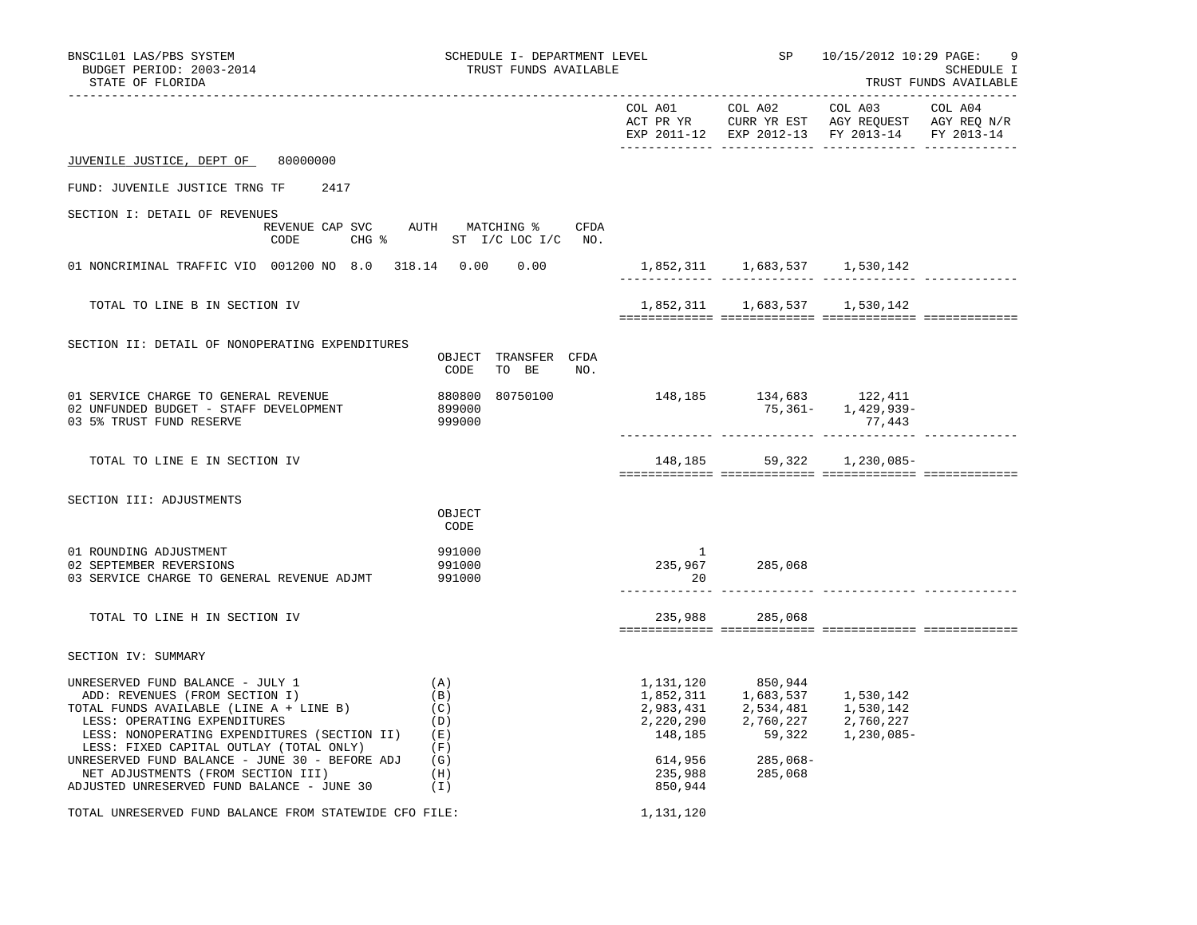BNSC1L01 LAS/PBS SYSTEM
BUDGET PERIOD: 2003-2014
STATE OF FLORIDA

SCHEDULE I- DEPARTMENT LEVEL
TRUST FUNDS AVAILABLE

SP 10/15/2012 10:29
SCHEDULE I
TRUST FUNDS AVAILABLE

| | COL A01 ACT PR YR EXP 2011-12 | COL A02 CURR YR EST EXP 2012-13 | COL A03 AGY REQUEST FY 2013-14 | COL A04 AGY REQ N/R FY 2013-14 |
|---|---|---|---|---|

JUVENILE JUSTICE, DEPT OF 80000000

FUND: JUVENILE JUSTICE TRNG TF 2417

SECTION I: DETAIL OF REVENUES

| | REVENUE CODE | CAP SVC CHG % | AUTH ST | MATCHING % I/C | LOC I/C | CFDA NO. | COL A01 | COL A02 | COL A03 | COL A04 |
|---|---|---|---|---|---|---|---|---|---|---|
| 01 NONCRIMINAL TRAFFIC VIO | 001200 | NO 8.0 | 318.14 | 0.00 | 0.00 | | 1,852,311 | 1,683,537 | 1,530,142 | |
| TOTAL TO LINE B IN SECTION IV | | | | | | | 1,852,311 | 1,683,537 | 1,530,142 | |

SECTION II: DETAIL OF NONOPERATING EXPENDITURES

| | OBJECT CODE | TRANSFER TO BE | CFDA NO. | COL A01 | COL A02 | COL A03 | COL A04 |
|---|---|---|---|---|---|---|---|
| 01 SERVICE CHARGE TO GENERAL REVENUE | 880800 | 80750100 | | 148,185 | 134,683 | 122,411 | |
| 02 UNFUNDED BUDGET - STAFF DEVELOPMENT | 899000 | | | | 75,361- | 1,429,939- | |
| 03 5% TRUST FUND RESERVE | 999000 | | | | | 77,443 | |
| TOTAL TO LINE E IN SECTION IV | | | | 148,185 | 59,322 | 1,230,085- | |

SECTION III: ADJUSTMENTS

| | OBJECT CODE | COL A01 | COL A02 | COL A03 | COL A04 |
|---|---|---|---|---|---|
| 01 ROUNDING ADJUSTMENT | 991000 | 1 | | | |
| 02 SEPTEMBER REVERSIONS | 991000 | 235,967 | 285,068 | | |
| 03 SERVICE CHARGE TO GENERAL REVENUE ADJMT | 991000 | 20 | | | |
| TOTAL TO LINE H IN SECTION III | | 235,988 | 285,068 | | |

SECTION IV: SUMMARY

| | | COL A01 | COL A02 | COL A03 | COL A04 |
|---|---|---|---|---|---|
| UNRESERVED FUND BALANCE - JULY 1 | (A) | 1,131,120 | 850,944 | | |
| ADD: REVENUES (FROM SECTION I) | (B) | 1,852,311 | 1,683,537 | 1,530,142 | |
| TOTAL FUNDS AVAILABLE (LINE A + LINE B) | (C) | 2,983,431 | 2,534,481 | 1,530,142 | |
| LESS: OPERATING EXPENDITURES | (D) | 2,220,290 | 2,760,227 | 2,760,227 | |
| LESS: NONOPERATING EXPENDITURES (SECTION II) | (E) | 148,185 | 59,322 | 1,230,085- | |
| LESS: FIXED CAPITAL OUTLAY (TOTAL ONLY) | (F) | | | | |
| UNRESERVED FUND BALANCE - JUNE 30 - BEFORE ADJ | (G) | 614,956 | 285,068- | | |
| NET ADJUSTMENTS (FROM SECTION III) | (H) | 235,988 | 285,068 | | |
| ADJUSTED UNRESERVED FUND BALANCE - JUNE 30 | (I) | 850,944 | | | |

TOTAL UNRESERVED FUND BALANCE FROM STATEWIDE CFO FILE: 1,131,120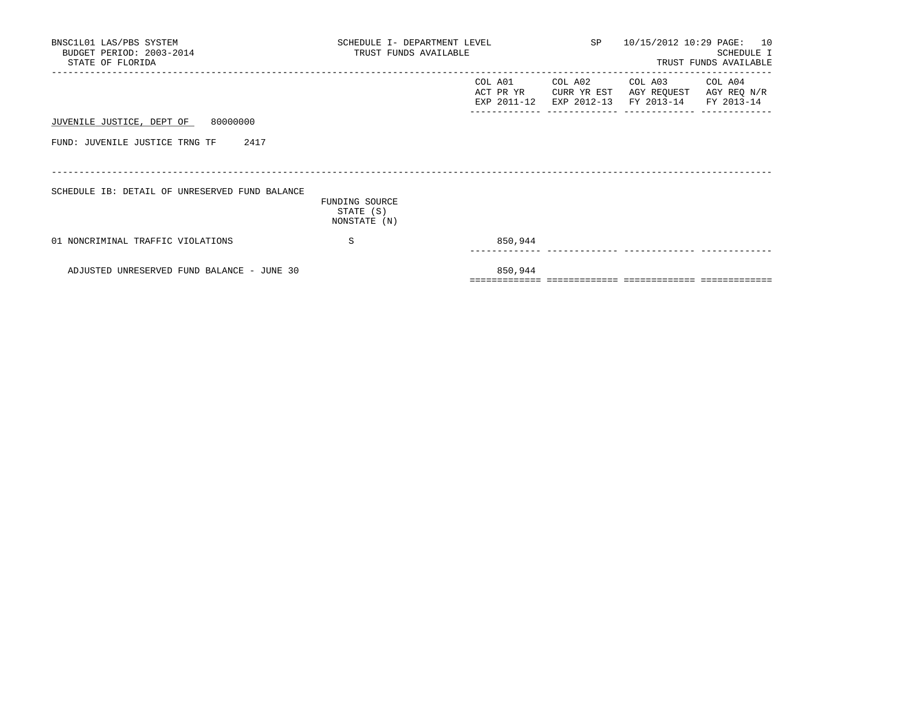BNSC1L01 LAS/PBS SYSTEM
BUDGET PERIOD: 2003-2014
STATE OF FLORIDA

SCHEDULE I- DEPARTMENT LEVEL
TRUST FUNDS AVAILABLE

SP 10/15/2012 10:29 PAGE: 10
SCHEDULE I
TRUST FUNDS AVAILABLE

JUVENILE JUSTICE, DEPT OF 80000000

FUND: JUVENILE JUSTICE TRNG TF 2417

SCHEDULE IB: DETAIL OF UNRESERVED FUND BALANCE

| | FUNDING SOURCE STATE (S) NONSTATE (N) | COL A01 ACT PR YR EXP 2011-12 | COL A02 CURR YR EST EXP 2012-13 | COL A03 AGY REQUEST FY 2013-14 | COL A04 AGY REQ N/R FY 2013-14 |
|---|---|---|---|---|---|
| 01 NONCRIMINAL TRAFFIC VIOLATIONS | S | 850,944 | | | |
| ADJUSTED UNRESERVED FUND BALANCE - JUNE 30 | | 850,944 | | | |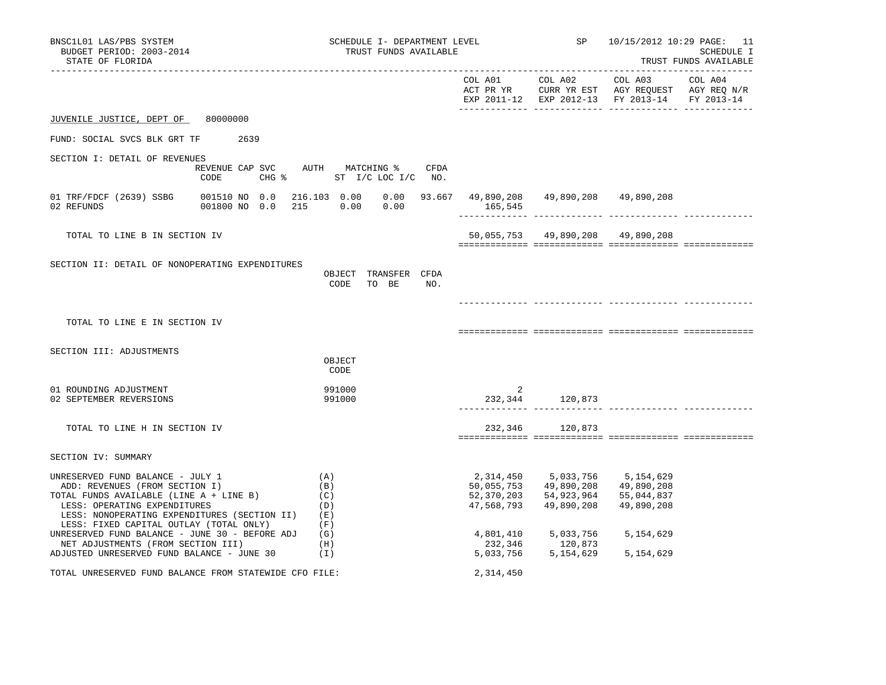BNSC1L01 LAS/PBS SYSTEM — SCHEDULE I- DEPARTMENT LEVEL — TRUST FUNDS AVAILABLE — SP 10/15/2012 10:29 PAGE: 11
BUDGET PERIOD: 2003-2014 — SCHEDULE I
STATE OF FLORIDA — TRUST FUNDS AVAILABLE

JUVENILE JUSTICE, DEPT OF 80000000

FUND: SOCIAL SVCS BLK GRT TF 2639

## SECTION I: DETAIL OF REVENUES

| | REVENUE CODE | CAP | SVC CHG % | AUTH ST | MATCHING % I/C | LOC I/C | CFDA NO. | COL A01 ACT PR YR EXP 2011-12 | COL A02 CURR YR EST EXP 2012-13 | COL A03 AGY REQUEST FY 2013-14 | COL A04 AGY REQ N/R FY 2013-14 |
|---|---|---|---|---|---|---|---|---|---|---|---|
| 01 TRF/FDCF (2639) SSBG | 001510 | NO | 0.0 | 216.103 | 0.00 | 0.00 | 93.667 | 49,890,208 | 49,890,208 | 49,890,208 | |
| 02 REFUNDS | 001800 | NO | 0.0 | 215 | 0.00 | 0.00 | | 165,545 | | | |
| TOTAL TO LINE B IN SECTION IV | | | | | | | | 50,055,753 | 49,890,208 | 49,890,208 | |

## SECTION II: DETAIL OF NONOPERATING EXPENDITURES

| | OBJECT CODE | TRANSFER TO BE | CFDA NO. | COL A01 | COL A02 | COL A03 | COL A04 |
|---|---|---|---|---|---|---|---|
| TOTAL TO LINE E IN SECTION IV | | | | | | | |

## SECTION III: ADJUSTMENTS

| | OBJECT CODE | COL A01 | COL A02 | COL A03 | COL A04 |
|---|---|---|---|---|---|
| 01 ROUNDING ADJUSTMENT | 991000 | 2 | | | |
| 02 SEPTEMBER REVERSIONS | 991000 | 232,344 | 120,873 | | |
| TOTAL TO LINE H IN SECTION IV | | 232,346 | 120,873 | | |

## SECTION IV: SUMMARY

| | | COL A01 | COL A02 | COL A03 | COL A04 |
|---|---|---|---|---|---|
| UNRESERVED FUND BALANCE - JULY 1 | (A) | 2,314,450 | 5,033,756 | 5,154,629 | |
| ADD: REVENUES (FROM SECTION I) | (B) | 50,055,753 | 49,890,208 | 49,890,208 | |
| TOTAL FUNDS AVAILABLE (LINE A + LINE B) | (C) | 52,370,203 | 54,923,964 | 55,044,837 | |
| LESS: OPERATING EXPENDITURES | (D) | 47,568,793 | 49,890,208 | 49,890,208 | |
| LESS: NONOPERATING EXPENDITURES (SECTION II) | (E) | | | | |
| LESS: FIXED CAPITAL OUTLAY (TOTAL ONLY) | (F) | | | | |
| UNRESERVED FUND BALANCE - JUNE 30 - BEFORE ADJ | (G) | 4,801,410 | 5,033,756 | 5,154,629 | |
| NET ADJUSTMENTS (FROM SECTION III) | (H) | 232,346 | 120,873 | | |
| ADJUSTED UNRESERVED FUND BALANCE - JUNE 30 | (I) | 5,033,756 | 5,154,629 | 5,154,629 | |

TOTAL UNRESERVED FUND BALANCE FROM STATEWIDE CFO FILE: 2,314,450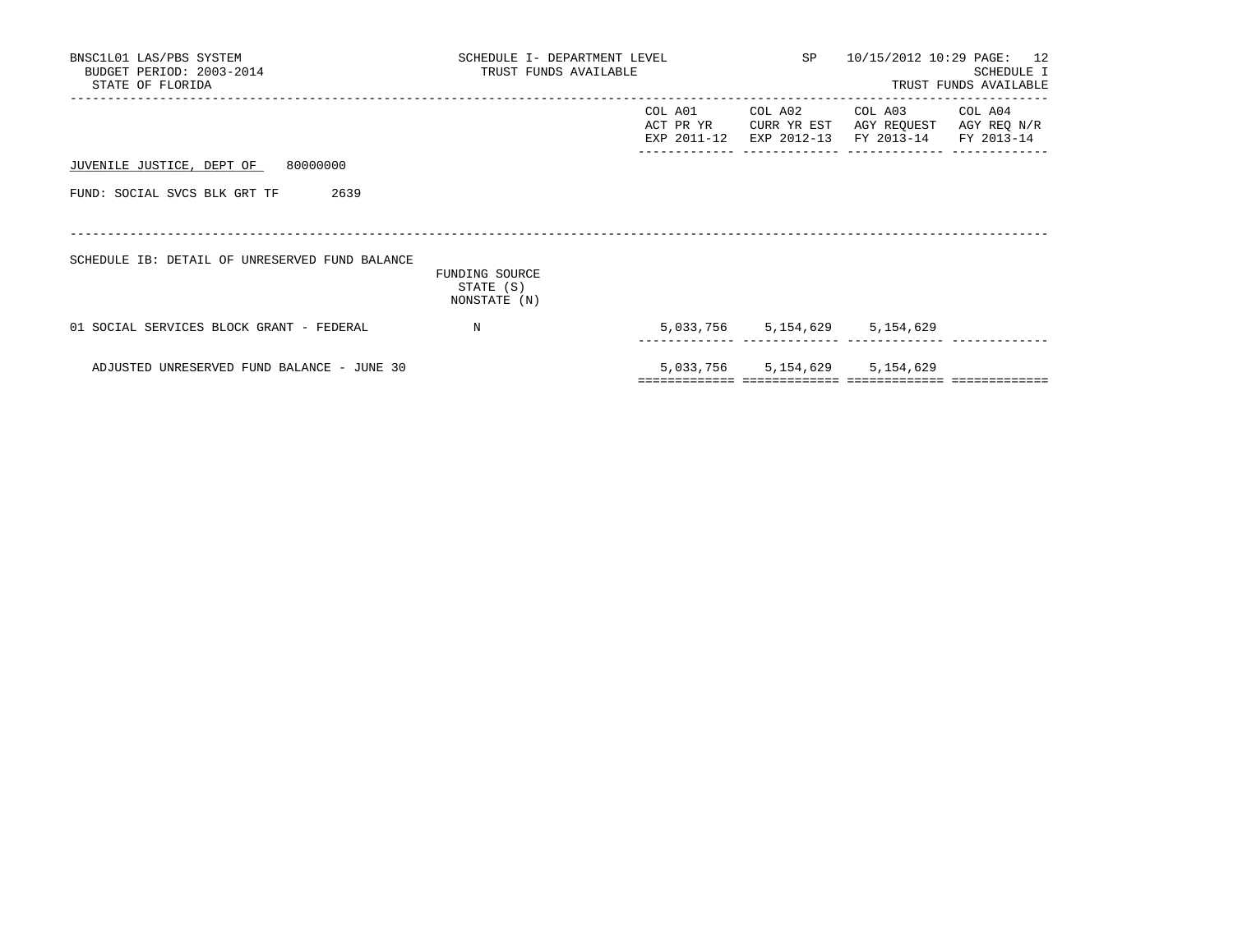BNSC1L01 LAS/PBS SYSTEM
BUDGET PERIOD: 2003-2014
STATE OF FLORIDA

SCHEDULE I- DEPARTMENT LEVEL
TRUST FUNDS AVAILABLE

SP 10/15/2012 10:29

SCHEDULE I
TRUST FUNDS AVAILABLE

JUVENILE JUSTICE, DEPT OF 80000000

FUND: SOCIAL SVCS BLK GRT TF 2639

SCHEDULE IB: DETAIL OF UNRESERVED FUND BALANCE

| | FUNDING SOURCE STATE (S) NONSTATE (N) | COL A01 ACT PR YR EXP 2011-12 | COL A02 CURR YR EST EXP 2012-13 | COL A03 AGY REQUEST FY 2013-14 | COL A04 AGY REQ N/R FY 2013-14 |
|---|---|---|---|---|---|
| 01 SOCIAL SERVICES BLOCK GRANT - FEDERAL | N | 5,033,756 | 5,154,629 | 5,154,629 | |
| ADJUSTED UNRESERVED FUND BALANCE - JUNE 30 | | 5,033,756 | 5,154,629 | 5,154,629 | |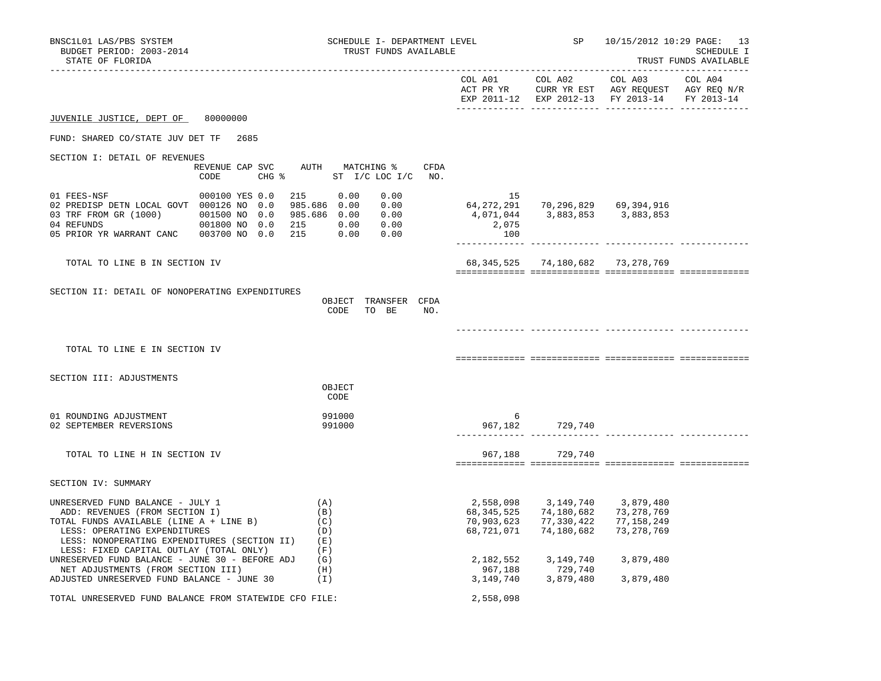BNSC1L01 LAS/PBS SYSTEM — SCHEDULE I- DEPARTMENT LEVEL — SP — 10/15/2012 10:29 PAGE: 13
BUDGET PERIOD: 2003-2014 — TRUST FUNDS AVAILABLE — SCHEDULE I
STATE OF FLORIDA — TRUST FUNDS AVAILABLE

| | COL A01 ACT PR YR EXP 2011-12 | COL A02 CURR YR EST EXP 2012-13 | COL A03 AGY REQUEST FY 2013-14 | COL A04 AGY REQ N/R FY 2013-14 |
|---|---|---|---|---|

JUVENILE JUSTICE, DEPT OF 80000000

FUND: SHARED CO/STATE JUV DET TF 2685

SECTION I: DETAIL OF REVENUES

| | REVENUE CODE | CAP SVC CHG % | AUTH ST | MATCHING % I/C | LOC I/C | CFDA NO. | COL A01 | COL A02 | COL A03 | COL A04 |
|---|---|---|---|---|---|---|---|---|---|---|
| 01 FEES-NSF | 000100 | YES 0.0 | 215 | 0.00 | 0.00 | | 15 | | | |
| 02 PREDISP DETN LOCAL GOVT | 000126 | NO 0.0 | 985.686 | 0.00 | 0.00 | | 64,272,291 | 70,296,829 | 69,394,916 | |
| 03 TRF FROM GR (1000) | 001500 | NO 0.0 | 985.686 | 0.00 | 0.00 | | 4,071,044 | 3,883,853 | 3,883,853 | |
| 04 REFUNDS | 001800 | NO 0.0 | 215 | 0.00 | 0.00 | | 2,075 | | | |
| 05 PRIOR YR WARRANT CANC | 003700 | NO 0.0 | 215 | 0.00 | 0.00 | | 100 | | | |
| TOTAL TO LINE B IN SECTION IV | | | | | | | 68,345,525 | 74,180,682 | 73,278,769 | |

SECTION II: DETAIL OF NONOPERATING EXPENDITURES

| | OBJECT CODE | TRANSFER TO BE | CFDA NO. | COL A01 | COL A02 | COL A03 | COL A04 |
|---|---|---|---|---|---|---|---|
| TOTAL TO LINE E IN SECTION IV | | | | | | | |

SECTION III: ADJUSTMENTS

| | OBJECT CODE | COL A01 | COL A02 | COL A03 | COL A04 |
|---|---|---|---|---|---|
| 01 ROUNDING ADJUSTMENT | 991000 | 6 | | | |
| 02 SEPTEMBER REVERSIONS | 991000 | 967,182 | 729,740 | | |
| TOTAL TO LINE H IN SECTION IV | | 967,188 | 729,740 | | |

SECTION IV: SUMMARY

| | | COL A01 | COL A02 | COL A03 | COL A04 |
|---|---|---|---|---|---|
| UNRESERVED FUND BALANCE - JULY 1 | (A) | 2,558,098 | 3,149,740 | 3,879,480 | |
| ADD: REVENUES (FROM SECTION I) | (B) | 68,345,525 | 74,180,682 | 73,278,769 | |
| TOTAL FUNDS AVAILABLE (LINE A + LINE B) | (C) | 70,903,623 | 77,330,422 | 77,158,249 | |
| LESS: OPERATING EXPENDITURES | (D) | 68,721,071 | 74,180,682 | 73,278,769 | |
| LESS: NONOPERATING EXPENDITURES (SECTION II) | (E) | | | | |
| LESS: FIXED CAPITAL OUTLAY (TOTAL ONLY) | (F) | | | | |
| UNRESERVED FUND BALANCE - JUNE 30 - BEFORE ADJ | (G) | 2,182,552 | 3,149,740 | 3,879,480 | |
| NET ADJUSTMENTS (FROM SECTION III) | (H) | 967,188 | 729,740 | | |
| ADJUSTED UNRESERVED FUND BALANCE - JUNE 30 | (I) | 3,149,740 | 3,879,480 | 3,879,480 | |

TOTAL UNRESERVED FUND BALANCE FROM STATEWIDE CFO FILE: 2,558,098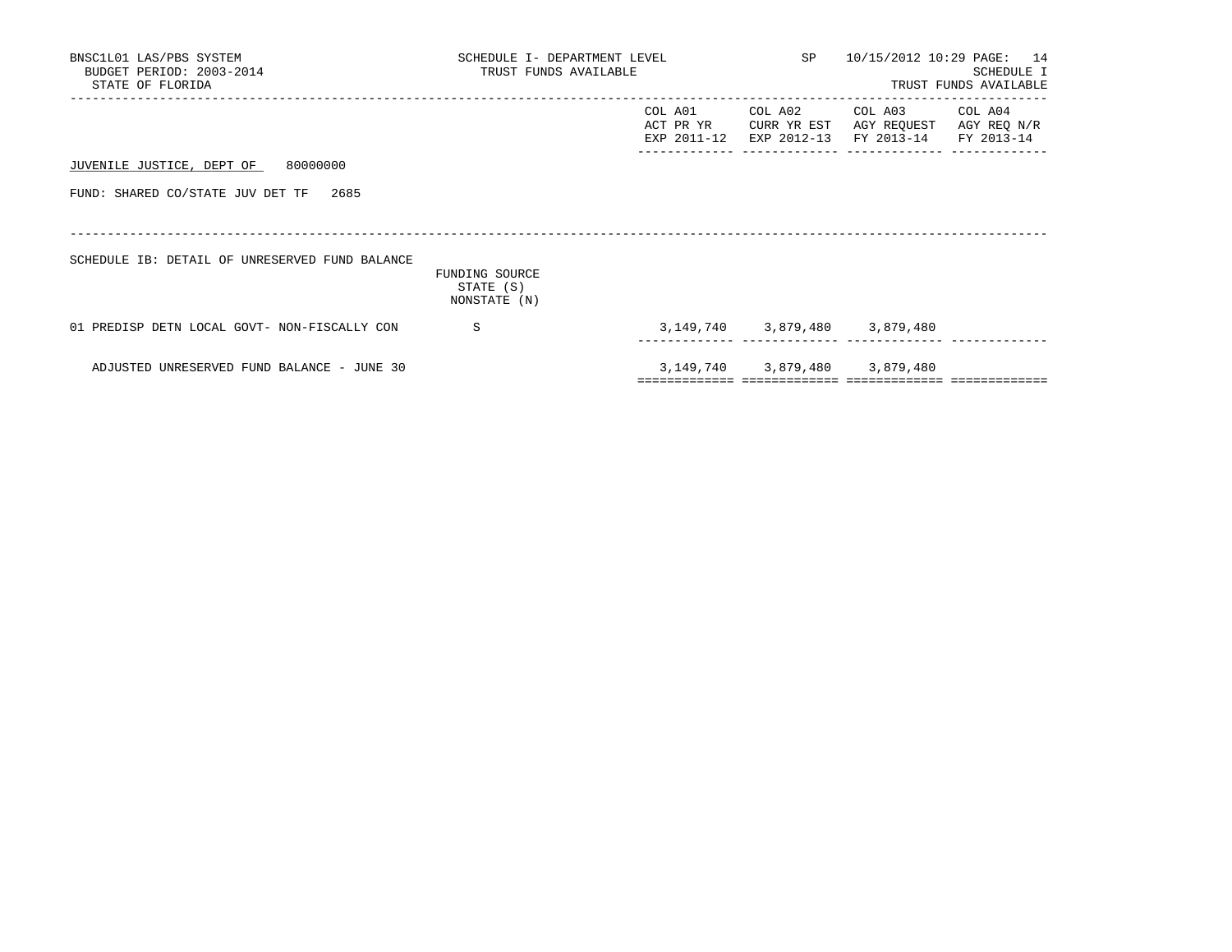JUVENILE JUSTICE, DEPT OF 80000000

FUND: SHARED CO/STATE JUV DET TF 2685

SCHEDULE IB: DETAIL OF UNRESERVED FUND BALANCE

| | FUNDING SOURCE STATE (S) NONSTATE (N) | COL A01 ACT PR YR EXP 2011-12 | COL A02 CURR YR EST EXP 2012-13 | COL A03 AGY REQUEST FY 2013-14 | COL A04 AGY REQ N/R FY 2013-14 |
|---|---|---|---|---|---|
| 01 PREDISP DETN LOCAL GOVT- NON-FISCALLY CON | S | 3,149,740 | 3,879,480 | 3,879,480 | |
| ADJUSTED UNRESERVED FUND BALANCE - JUNE 30 | | 3,149,740 | 3,879,480 | 3,879,480 | |